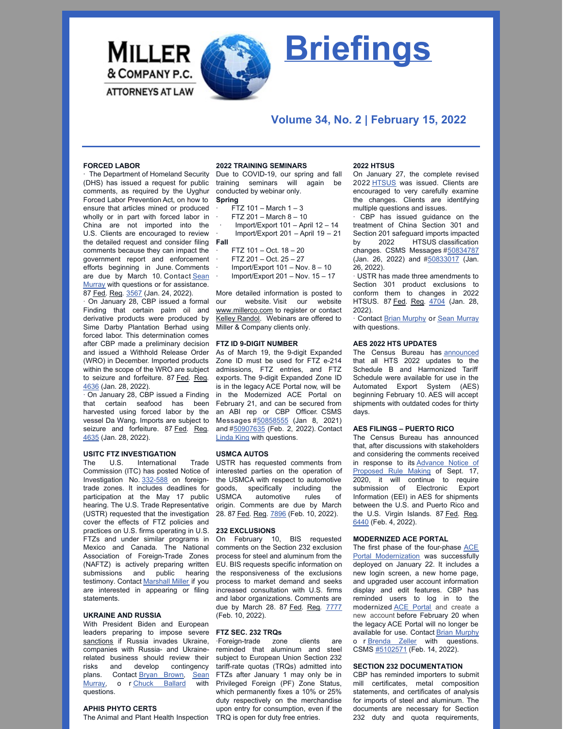MILLER & COMPANY P.C. ATTORNEYS AT LAW

# Briefings

### Volume 34, No. 2 | February 15, 2022

## FORCED LABOR

· The Department of Homeland Security (DHS) has issued a request for public comments, as required by the Uyghur Forced Labor Prevention Act, on how to ensure that articles mined or produced wholly or in part with forced labor in China are not imported into the U.S. Clients are encouraged to review the detailed request and consider filing comments because they can impact the government report and enforcement efforts beginning in June. Comments are due by March 10. Contact Sean Murray with questions or for assistance. 87 Fed. Reg. 3567 (Jan. 24, 2022).

· On January 28, CBP issued a formal Finding that certain palm oil and derivative products were produced by Sime Darby Plantation Berhad using forced labor. This determination comes after CBP made a preliminary decision and issued a Withhold Release Order (WRO) in December. Imported products within the scope of the WRO are subject to seizure and forfeiture. 87 Fed. Reg. 4636 (Jan. 28, 2022).

· On January 28, CBP issued a Finding that certain seafood has been harvested using forced labor by the vessel Da Wang. Imports are subject to seizure and forfeiture. 87 Fed. Reg. 4635 (Jan. 28, 2022).

## USITC FTZ INVESTIGATION

The U.S. International Trade Commission (ITC) has posted Notice of Investigation No. 332-588 on foreign-trade zones. It includes deadlines for participation at the May 17 public hearing. The U.S. Trade Representative (USTR) requested that the investigation cover the effects of FTZ policies and practices on U.S. firms operating in U.S. FTZs and under similar programs in Mexico and Canada. The National Association of Foreign-Trade Zones (NAFTZ) is actively preparing written submissions and public hearing testimony. Contact Marshall Miller if you are interested in appearing or filing statements.

## UKRAINE AND RUSSIA

With President Biden and European leaders preparing to impose severe sanctions if Russia invades Ukraine, companies with Russia- and Ukraine-related business should review their risks and develop contingency plans. Contact Bryan Brown, Sean Murray, or Chuck Ballard with questions.

## APHIS PHYTO CERTS

The Animal and Plant Health Inspection

## 2022 TRAINING SEMINARS

Due to COVID-19, our spring and fall training seminars will again be conducted by webinar only.

**Spring**

- FTZ 101 – March 1 – 3
- FTZ 201 – March 8 – 10
- Import/Export 101 – April 12 – 14
- Import/Export 201 – April 19 – 21

**Fall**

- FTZ 101 – Oct. 18 – 20
- FTZ 201 – Oct. 25 – 27
- Import/Export 101 – Nov. 8 – 10
- Import/Export 201 – Nov. 15 – 17

More detailed information is posted to our website. Visit our website www.millerco.com to register or contact Kelley Randol. Webinars are offered to Miller & Company clients only.

## FTZ ID 9-DIGIT NUMBER

As of March 19, the 9-digit Expanded Zone ID must be used for FTZ e-214 admissions, FTZ entries, and FTZ exports. The 9-digit Expanded Zone ID is in the legacy ACE Portal now, will be in the Modernized ACE Portal on February 21, and can be secured from an ABI rep or CBP Officer. CSMS Messages #50858555 (Jan 8, 2021) and #50907635 (Feb. 2, 2022). Contact Linda King with questions.

## USMCA AUTOS

USTR has requested comments from interested parties on the operation of the USMCA with respect to automotive goods, specifically including the USMCA automotive rules of origin. Comments are due by March 28. 87 Fed. Reg. 7896 (Feb. 10, 2022).

## 232 EXCLUSIONS

On February 10, BIS requested comments on the Section 232 exclusion process for steel and aluminum from the EU. BIS requests specific information on the responsiveness of the exclusions process to market demand and seeks increased consultation with U.S. firms and labor organizations. Comments are due by March 28. 87 Fed. Reg. 7777 (Feb. 10, 2022).

## FTZ SEC. 232 TRQs

·Foreign-trade zone clients are reminded that aluminum and steel subject to European Union Section 232 tariff-rate quotas (TRQs) admitted into FTZs after January 1 may only be in Privileged Foreign (PF) Zone Status, which permanently fixes a 10% or 25% duty respectively on the merchandise upon entry for consumption, even if the TRQ is open for duty free entries.

## 2022 HTSUS

On January 27, the complete revised 2022 HTSUS was issued. Clients are encouraged to very carefully examine the changes. Clients are identifying multiple questions and issues.

· CBP has issued guidance on the treatment of China Section 301 and Section 201 safeguard imports impacted by 2022 HTSUS classification changes. CSMS Messages #50834787 (Jan. 26, 2022) and #50833017 (Jan. 26, 2022).

· USTR has made three amendments to Section 301 product exclusions to conform them to changes in 2022 HTSUS. 87 Fed. Reg. 4704 (Jan. 28, 2022).

· Contact Brian Murphy or Sean Murray with questions.

## AES 2022 HTS UPDATES

The Census Bureau has announced that all HTS 2022 updates to the Schedule B and Harmonized Tariff Schedule were available for use in the Automated Export System (AES) beginning February 10. AES will accept shipments with outdated codes for thirty days.

## AES FILINGS – PUERTO RICO

The Census Bureau has announced that, after discussions with stakeholders and considering the comments received in response to its Advance Notice of Proposed Rule Making of Sept. 17, 2020, it will continue to require submission of Electronic Export Information (EEI) in AES for shipments between the U.S. and Puerto Rico and the U.S. Virgin Islands. 87 Fed. Reg. 6440 (Feb. 4, 2022).

## MODERNIZED ACE PORTAL

The first phase of the four-phase ACE Portal Modernization was successfully deployed on January 22. It includes a new login screen, a new home page, and upgraded user account information display and edit features. CBP has reminded users to log in to the modernized ACE Portal and create a new account before February 20 when the legacy ACE Portal will no longer be available for use. Contact Brian Murphy or Brenda Zeller with questions. CSMS #5102571 (Feb. 14, 2022).

## SECTION 232 DOCUMENTATION

CBP has reminded importers to submit mill certificates, metal composition statements, and certificates of analysis for imports of steel and aluminum. The documents are necessary for Section 232 duty and quota requirements,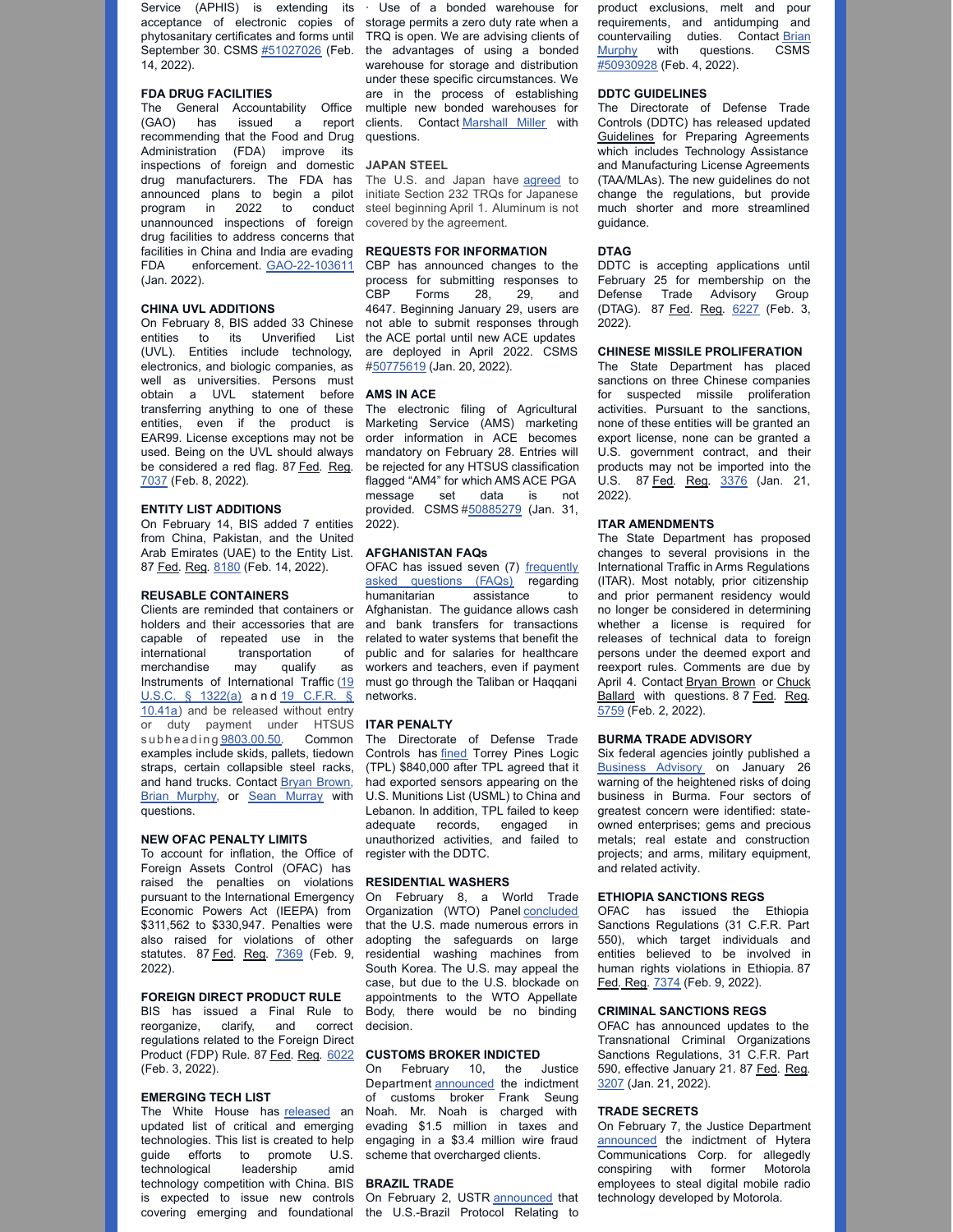Service (APHIS) is extending its acceptance of electronic copies of phytosanitary certificates and forms until September 30. CSMS #51027026 (Feb. 14, 2022).

### FDA DRUG FACILITIES

The General Accountability Office (GAO) has issued a report recommending that the Food and Drug Administration (FDA) improve its inspections of foreign and domestic drug manufacturers. The FDA has announced plans to begin a pilot program in 2022 to conduct unannounced inspections of foreign drug facilities to address concerns that facilities in China and India are evading FDA enforcement. GAO-22-103611 (Jan. 2022).

### CHINA UVL ADDITIONS

On February 8, BIS added 33 Chinese entities to its Unverified List (UVL). Entities include technology, electronics, and biologic companies, as well as universities. Persons must obtain a UVL statement before transferring anything to one of these entities, even if the product is EAR99. License exceptions may not be used. Being on the UVL should always be considered a red flag. 87 Fed. Reg. 7037 (Feb. 8, 2022).

### ENTITY LIST ADDITIONS

On February 14, BIS added 7 entities from China, Pakistan, and the United Arab Emirates (UAE) to the Entity List. 87 Fed. Reg. 8180 (Feb. 14, 2022).

### REUSABLE CONTAINERS

Clients are reminded that containers or holders and their accessories that are capable of repeated use in the international transportation of merchandise may qualify as Instruments of International Traffic (19 U.S.C. § 1322(a) and 19 C.F.R. § 10.41a) and be released without entry or duty payment under HTSUS subheading 9803.00.50. Common examples include skids, pallets, tiedown straps, certain collapsible steel racks, and hand trucks. Contact Bryan Brown, Brian Murphy, or Sean Murray with questions.

### NEW OFAC PENALTY LIMITS

To account for inflation, the Office of Foreign Assets Control (OFAC) has raised the penalties on violations pursuant to the International Emergency Economic Powers Act (IEEPA) from $311,562 to $330,947. Penalties were also raised for violations of other statutes. 87 Fed. Reg. 7369 (Feb. 9, 2022).

### FOREIGN DIRECT PRODUCT RULE

BIS has issued a Final Rule to reorganize, clarify, and correct regulations related to the Foreign Direct Product (FDP) Rule. 87 Fed. Reg. 6022 (Feb. 3, 2022).

### EMERGING TECH LIST

The White House has released an updated list of critical and emerging technologies. This list is created to help guide efforts to promote U.S. technological leadership amid technology competition with China. BIS is expected to issue new controls covering emerging and foundational

· Use of a bonded warehouse for storage permits a zero duty rate when a TRQ is open. We are advising clients of the advantages of using a bonded warehouse for storage and distribution under these specific circumstances. We are in the process of establishing multiple new bonded warehouses for clients. Contact Marshall Miller with questions.

### JAPAN STEEL

The U.S. and Japan have agreed to initiate Section 232 TRQs for Japanese steel beginning April 1. Aluminum is not covered by the agreement.

### REQUESTS FOR INFORMATION

CBP has announced changes to the process for submitting responses to CBP Forms 28, 29, and 4647. Beginning January 29, users are not able to submit responses through the ACE portal until new ACE updates are deployed in April 2022. CSMS #50775619 (Jan. 20, 2022).

### AMS IN ACE

The electronic filing of Agricultural Marketing Service (AMS) marketing order information in ACE becomes mandatory on February 28. Entries will be rejected for any HTSUS classification flagged "AM4" for which AMS ACE PGA message set data is not provided. CSMS #50885279 (Jan. 31, 2022).

### AFGHANISTAN FAQs

OFAC has issued seven (7) frequently asked questions (FAQs) regarding humanitarian assistance to Afghanistan. The guidance allows cash and bank transfers for transactions related to water systems that benefit the public and for salaries for healthcare workers and teachers, even if payment must go through the Taliban or Haqqani networks.

### ITAR PENALTY

The Directorate of Defense Trade Controls has fined Torrey Pines Logic (TPL) $840,000 after TPL agreed that it had exported sensors appearing on the U.S. Munitions List (USML) to China and Lebanon. In addition, TPL failed to keep adequate records, engaged in unauthorized activities, and failed to register with the DDTC.

### RESIDENTIAL WASHERS

On February 8, a World Trade Organization (WTO) Panel concluded that the U.S. made numerous errors in adopting the safeguards on large residential washing machines from South Korea. The U.S. may appeal the case, but due to the U.S. blockade on appointments to the WTO Appellate Body, there would be no binding decision.

### CUSTOMS BROKER INDICTED

On February 10, the Justice Department announced the indictment of customs broker Frank Seung Noah. Mr. Noah is charged with evading $1.5 million in taxes and engaging in a $3.4 million wire fraud scheme that overcharged clients.

### BRAZIL TRADE

On February 2, USTR announced that the U.S.-Brazil Protocol Relating to product exclusions, melt and pour requirements, and antidumping and countervailing duties. Contact Brian Murphy with questions. CSMS #50930928 (Feb. 4, 2022).

### DDTC GUIDELINES

The Directorate of Defense Trade Controls (DDTC) has released updated Guidelines for Preparing Agreements which includes Technology Assistance and Manufacturing License Agreements (TAA/MLAs). The new guidelines do not change the regulations, but provide much shorter and more streamlined guidance.

### DTAG

DDTC is accepting applications until February 25 for membership on the Defense Trade Advisory Group (DTAG). 87 Fed. Reg. 6227 (Feb. 3, 2022).

### CHINESE MISSILE PROLIFERATION

The State Department has placed sanctions on three Chinese companies for suspected missile proliferation activities. Pursuant to the sanctions, none of these entities will be granted an export license, none can be granted a U.S. government contract, and their products may not be imported into the U.S. 87 Fed. Reg. 3376 (Jan. 21, 2022).

### ITAR AMENDMENTS

The State Department has proposed changes to several provisions in the International Traffic in Arms Regulations (ITAR). Most notably, prior citizenship and prior permanent residency would no longer be considered in determining whether a license is required for releases of technical data to foreign persons under the deemed export and reexport rules. Comments are due by April 4. Contact Bryan Brown or Chuck Ballard with questions. 87 Fed. Reg. 5759 (Feb. 2, 2022).

### BURMA TRADE ADVISORY

Six federal agencies jointly published a Business Advisory on January 26 warning of the heightened risks of doing business in Burma. Four sectors of greatest concern were identified: state-owned enterprises; gems and precious metals; real estate and construction projects; and arms, military equipment, and related activity.

### ETHIOPIA SANCTIONS REGS

OFAC has issued the Ethiopia Sanctions Regulations (31 C.F.R. Part 550), which target individuals and entities believed to be involved in human rights violations in Ethiopia. 87 Fed. Reg. 7374 (Feb. 9, 2022).

### CRIMINAL SANCTIONS REGS

OFAC has announced updates to the Transnational Criminal Organizations Sanctions Regulations, 31 C.F.R. Part 590, effective January 21. 87 Fed. Reg. 3207 (Jan. 21, 2022).

### TRADE SECRETS

On February 7, the Justice Department announced the indictment of Hytera Communications Corp. for allegedly conspiring with former Motorola employees to steal digital mobile radio technology developed by Motorola.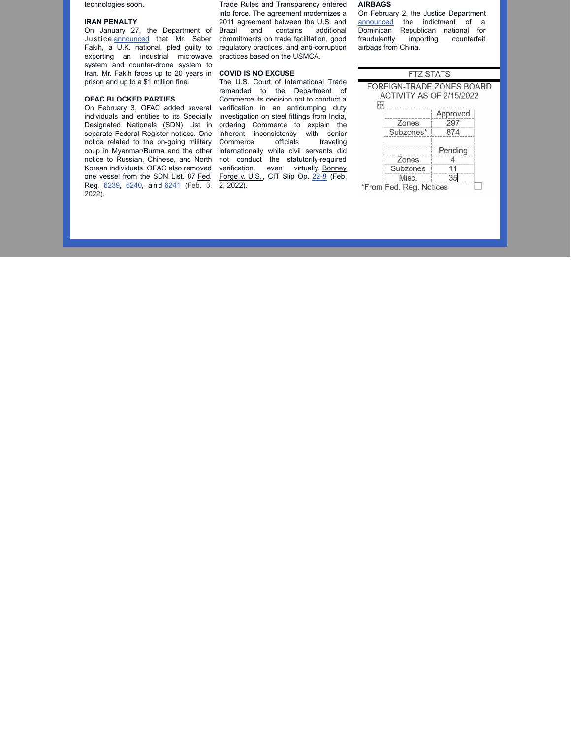technologies soon.

**IRAN PENALTY**

On January 27, the Department of Justice announced that Mr. Saber Fakih, a U.K. national, pled guilty to exporting an industrial microwave system and counter-drone system to Iran. Mr. Fakih faces up to 20 years in prison and up to a $1 million fine.

**OFAC BLOCKED PARTIES**

On February 3, OFAC added several individuals and entities to its Specially Designated Nationals (SDN) List in separate Federal Register notices. One notice related to the on-going military coup in Myanmar/Burma and the other notice to Russian, Chinese, and North Korean individuals. OFAC also removed one vessel from the SDN List. 87 Fed. Reg. 6239, 6240, and 6241 (Feb. 3, 2022).

Trade Rules and Transparency entered into force. The agreement modernizes a 2011 agreement between the U.S. and Brazil and contains additional commitments on trade facilitation, good regulatory practices, and anti-corruption practices based on the USMCA.

**COVID IS NO EXCUSE**

The U.S. Court of International Trade remanded to the Department of Commerce its decision not to conduct a verification in an antidumping duty investigation on steel fittings from India, ordering Commerce to explain the inherent inconsistency with senior Commerce officials traveling internationally while civil servants did not conduct the statutorily-required verification, even virtually. Bonney Forge v. U.S., CIT Slip Op. 22-8 (Feb. 2, 2022).

**AIRBAGS**

On February 2, the Justice Department announced the indictment of a Dominican Republican national for fraudulently importing counterfeit airbags from China.

FTZ STATS

FOREIGN-TRADE ZONES BOARD ACTIVITY AS OF 2/15/2022

| | |
|---|---|
| | Approved |
| Zones | 297 |
| Subzones* | 874 |
| | |
| | Pending |
| Zones | 4 |
| Subzones | 11 |
| Misc. | 35 |

*From Fed. Reg. Notices